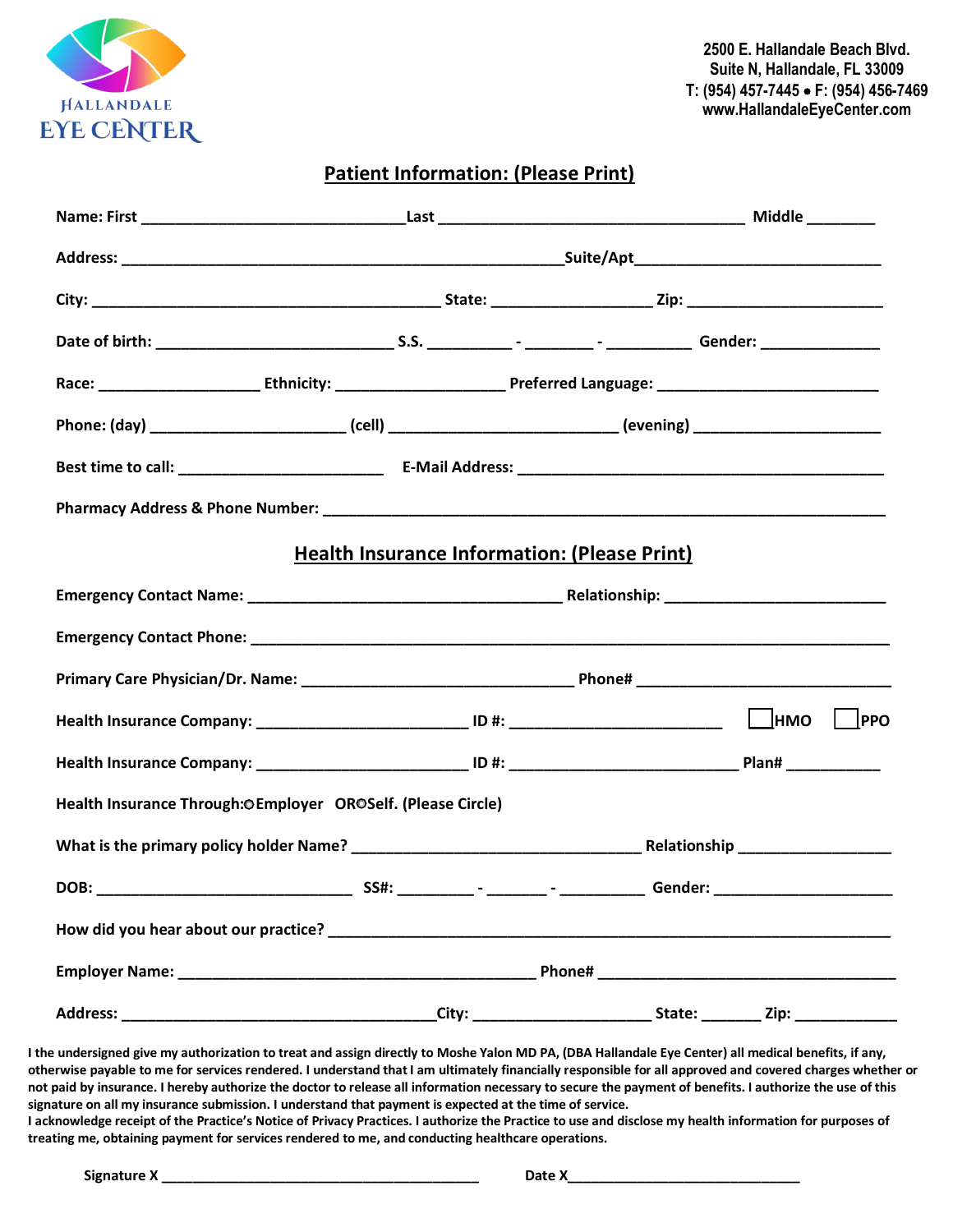HALLANDALE
EYE CENTER

2500 E. Hallandale Beach Blvd.
Suite N, Hallandale, FL 33009
T: (954) 457-7445 • F: (954) 456-7469
www.HallandaleEyeCenter.com

## Patient Information: (Please Print)

Name: First ______________________________ Last ___________________________________ Middle ________

Address: ___________________________________________________ Suite/Apt____________________________

City: ________________________________________ State: __________________ Zip: ______________________

Date of birth: ___________________________ S.S. __________ - ________ - __________ Gender: ______________

Race: __________________ Ethnicity: ___________________ Preferred Language: _________________________

Phone: (day) ______________________ (cell) _________________________ (evening) ____________________

Best time to call: _______________________ E-Mail Address: __________________________________________

Pharmacy Address & Phone Number: ______________________________________________________________

## Health Insurance Information: (Please Print)

Emergency Contact Name: ____________________________________ Relationship: ________________________

Emergency Contact Phone: ___________________________________________________________________________

Primary Care Physician/Dr. Name: ______________________________ Phone# _____________________________

Health Insurance Company: ________________________ ID #: ________________________ ☐ HMO ☐ PPO

Health Insurance Company: ________________________ ID #: __________________________ Plan# ___________

Health Insurance Through: ○ Employer OR ○ Self. (Please Circle)

What is the primary policy holder Name? _________________________________ Relationship _________________

DOB: _____________________________ SS#: _________ - _______ - __________ Gender: ____________________

How did you hear about our practice? ____________________________________________________________________

Employer Name: __________________________________________ Phone# __________________________________

Address: ____________________________________ City: ____________________ State: _______ Zip: ____________

I the undersigned give my authorization to treat and assign directly to Moshe Yalon MD PA, (DBA Hallandale Eye Center) all medical benefits, if any, otherwise payable to me for services rendered. I understand that I am ultimately financially responsible for all approved and covered charges whether or not paid by insurance. I hereby authorize the doctor to release all information necessary to secure the payment of benefits. I authorize the use of this signature on all my insurance submission. I understand that payment is expected at the time of service.
I acknowledge receipt of the Practice's Notice of Privacy Practices. I authorize the Practice to use and disclose my health information for purposes of treating me, obtaining payment for services rendered to me, and conducting healthcare operations.

Signature X ______________________________________ Date X____________________________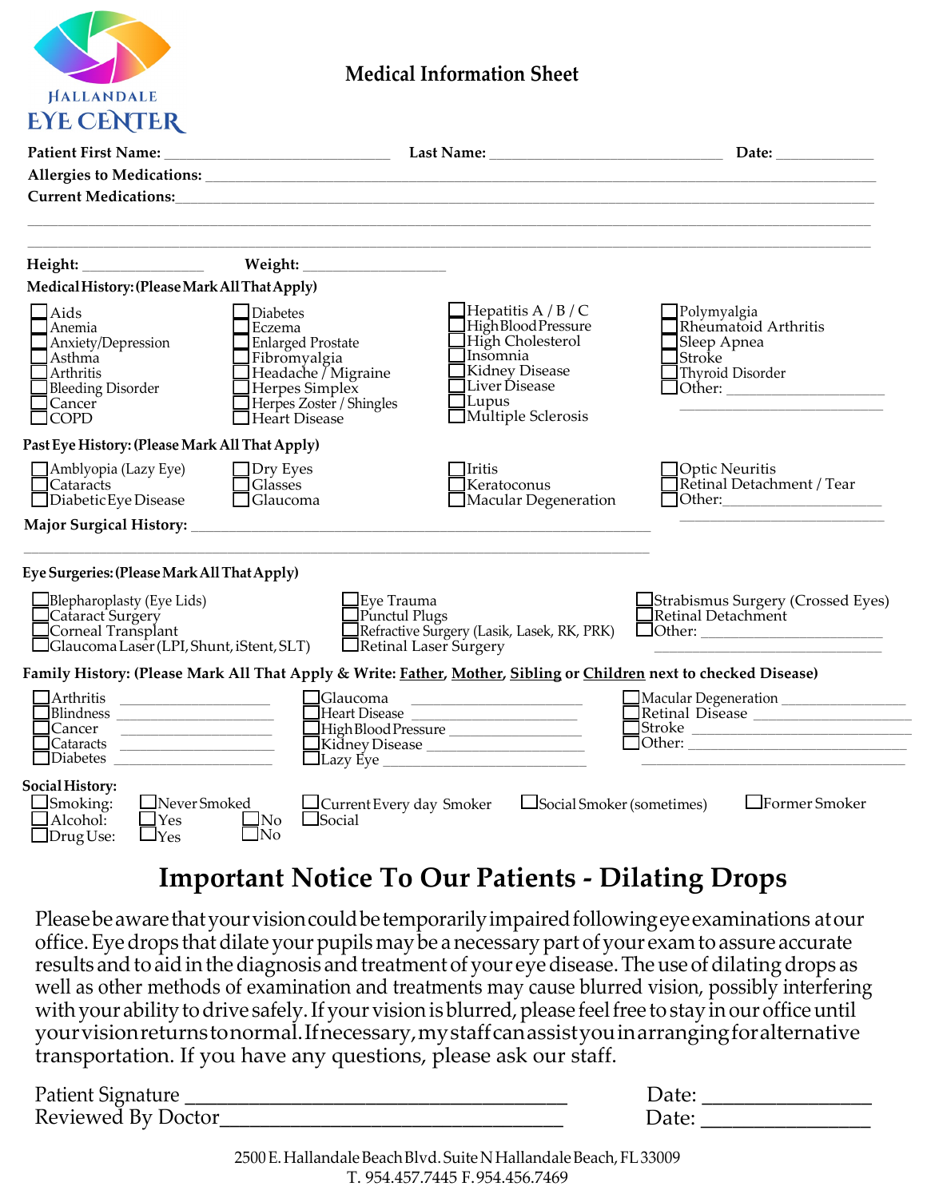HALLANDALE
EYE CENTER

# Medical Information Sheet

**Patient First Name:** ____________________________ **Last Name:** ____________________________ **Date:** _____________

**Allergies to Medications:** ______________________________________________________________________________

**Current Medications:** __________________________________________________________________________________

______________________________________________________________________________________________________

______________________________________________________________________________________________________

**Height:** _______________ **Weight:** _______________

**Medical History: (Please Mark All That Apply)**

- ☐ Aids
- ☐ Anemia
- ☐ Anxiety/Depression
- ☐ Asthma
- ☐ Arthritis
- ☐ Bleeding Disorder
- ☐ Cancer
- ☐ COPD
- ☐ Diabetes
- ☐ Eczema
- ☐ Enlarged Prostate
- ☐ Fibromyalgia
- ☐ Headache / Migraine
- ☐ Herpes Simplex
- ☐ Herpes Zoster / Shingles
- ☐ Heart Disease
- ☐ Hepatitis A / B / C
- ☐ High Blood Pressure
- ☐ High Cholesterol
- ☐ Insomnia
- ☐ Kidney Disease
- ☐ Liver Disease
- ☐ Lupus
- ☐ Multiple Sclerosis
- ☐ Polymyalgia
- ☐ Rheumatoid Arthritis
- ☐ Sleep Apnea
- ☐ Stroke
- ☐ Thyroid Disorder
- ☐ Other: ______________________ ______________________

**Past Eye History: (Please Mark All That Apply)**

- ☐ Amblyopia (Lazy Eye)
- ☐ Cataracts
- ☐ Diabetic Eye Disease
- ☐ Dry Eyes
- ☐ Glasses
- ☐ Glaucoma
- ☐ Iritis
- ☐ Keratoconus
- ☐ Macular Degeneration
- ☐ Optic Neuritis
- ☐ Retinal Detachment / Tear
- ☐ Other: ______________________ ______________________

**Major Surgical History:** ______________________________________________________________

______________________________________________________________________________________

**Eye Surgeries: (Please Mark All That Apply)**

- ☐ Blepharoplasty (Eye Lids)
- ☐ Cataract Surgery
- ☐ Corneal Transplant
- ☐ Glaucoma Laser (LPI, Shunt, iStent, SLT)
- ☐ Eye Trauma
- ☐ Punctul Plugs
- ☐ Refractive Surgery (Lasik, Lasek, RK, PRK)
- ☐ Retinal Laser Surgery
- ☐ Strabismus Surgery (Crossed Eyes)
- ☐ Retinal Detachment
- ☐ Other: ______________________ ______________________

**Family History: (Please Mark All That Apply & Write: <u>Father</u>, <u>Mother</u>, <u>Sibling</u> or <u>Children</u> next to checked Disease)**

- ☐ Arthritis ____________________
- ☐ Blindness ____________________
- ☐ Cancer ____________________
- ☐ Cataracts ____________________
- ☐ Diabetes ____________________
- ☐ Glaucoma ____________________
- ☐ Heart Disease ____________________
- ☐ High Blood Pressure ____________________
- ☐ Kidney Disease ____________________
- ☐ Lazy Eye ____________________
- ☐ Macular Degeneration ____________________
- ☐ Retinal Disease ____________________
- ☐ Stroke ____________________
- ☐ Other: ____________________ ____________________

**Social History:**

- ☐ Smoking: ☐ Never Smoked ☐ Current Every day Smoker ☐ Social Smoker (sometimes) ☐ Former Smoker
- ☐ Alcohol: ☐ Yes ☐ No ☐ Social
- ☐ Drug Use: ☐ Yes ☐ No

# Important Notice To Our Patients - Dilating Drops

Please be aware that your vision could be temporarily impaired following eye examinations at our office. Eye drops that dilate your pupils may be a necessary part of your exam to assure accurate results and to aid in the diagnosis and treatment of your eye disease. The use of dilating drops as well as other methods of examination and treatments may cause blurred vision, possibly interfering with your ability to drive safely. If your vision is blurred, please feel free to stay in our office until your vision returns to normal. If necessary, my staff can assist you in arranging for alternative transportation. If you have any questions, please ask our staff.

Patient Signature ________________________________ Date: _______________

Reviewed By Doctor ______________________________ Date: _______________

2500 E. Hallandale Beach Blvd. Suite N Hallandale Beach, FL 33009
T. 954.457.7445 F. 954.456.7469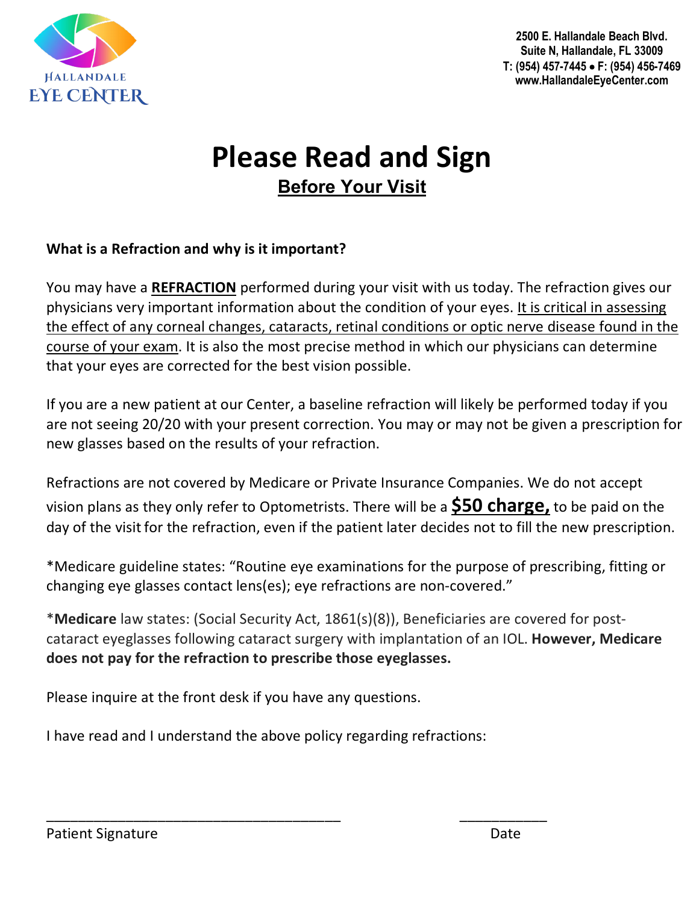HALLANDALE EYE CENTER

**2500 E. Hallandale Beach Blvd.**
**Suite N, Hallandale, FL 33009**
**T: (954) 457-7445 • F: (954) 456-7469**
**www.HallandaleEyeCenter.com**

# Please Read and Sign

## Before Your Visit

**What is a Refraction and why is it important?**

You may have a **REFRACTION** performed during your visit with us today. The refraction gives our physicians very important information about the condition of your eyes. It is critical in assessing the effect of any corneal changes, cataracts, retinal conditions or optic nerve disease found in the course of your exam. It is also the most precise method in which our physicians can determine that your eyes are corrected for the best vision possible.

If you are a new patient at our Center, a baseline refraction will likely be performed today if you are not seeing 20/20 with your present correction. You may or may not be given a prescription for new glasses based on the results of your refraction.

Refractions are not covered by Medicare or Private Insurance Companies. We do not accept vision plans as they only refer to Optometrists. There will be a **$50 charge,** to be paid on the day of the visit for the refraction, even if the patient later decides not to fill the new prescription.

*Medicare guideline states: "Routine eye examinations for the purpose of prescribing, fitting or changing eye glasses contact lens(es); eye refractions are non-covered."

***Medicare** law states: (Social Security Act, 1861(s)(8)), Beneficiaries are covered for post-cataract eyeglasses following cataract surgery with implantation of an IOL. **However, Medicare does not pay for the refraction to prescribe those eyeglasses.**

Please inquire at the front desk if you have any questions.

I have read and I understand the above policy regarding refractions:

______________________________________ ___________

Patient Signature Date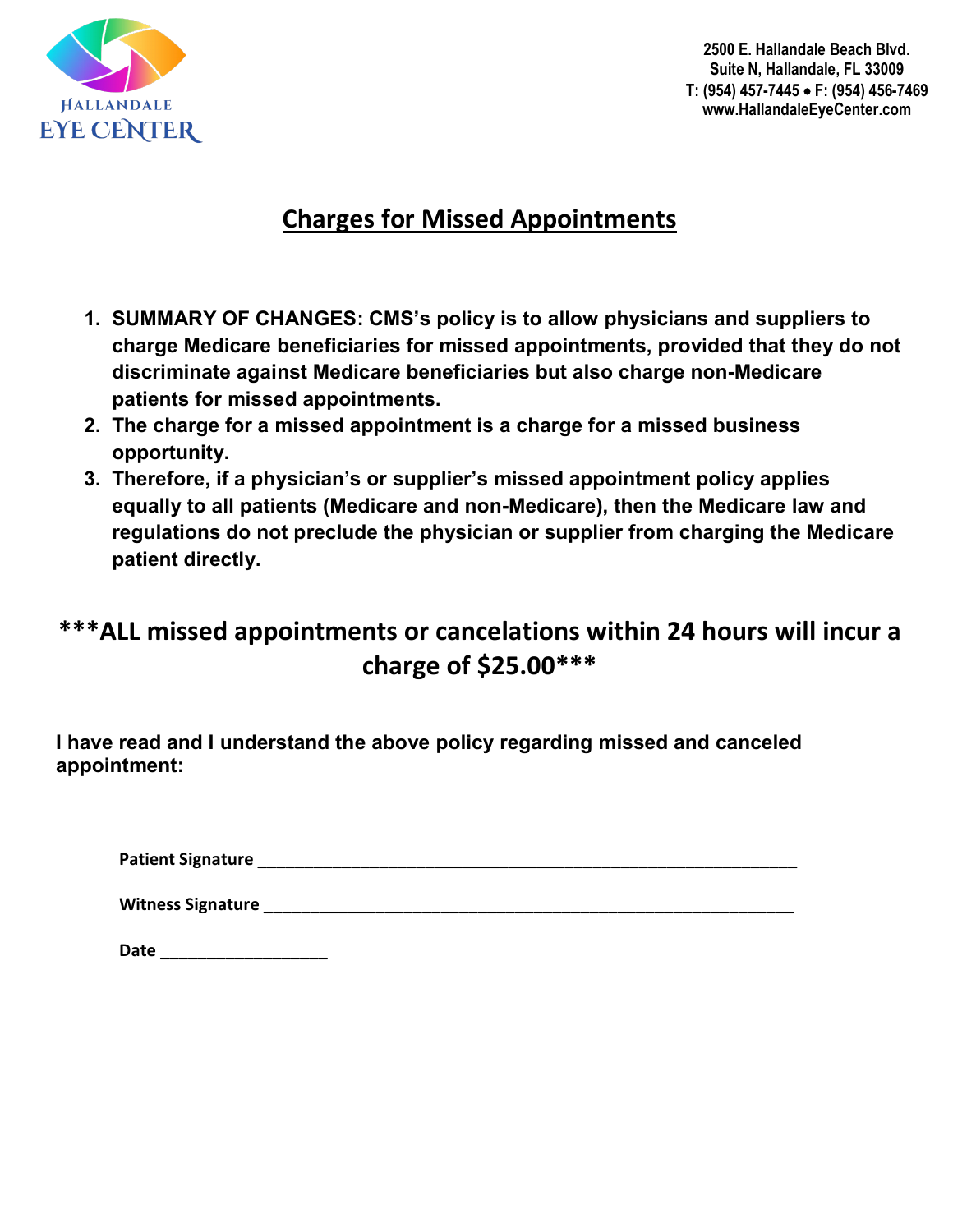HALLANDALE
EYE CENTER

2500 E. Hallandale Beach Blvd.
Suite N, Hallandale, FL 33009
T: (954) 457-7445 • F: (954) 456-7469
www.HallandaleEyeCenter.com

# Charges for Missed Appointments

1. **SUMMARY OF CHANGES: CMS's policy is to allow physicians and suppliers to charge Medicare beneficiaries for missed appointments, provided that they do not discriminate against Medicare beneficiaries but also charge non-Medicare patients for missed appointments.**
2. **The charge for a missed appointment is a charge for a missed business opportunity.**
3. **Therefore, if a physician's or supplier's missed appointment policy applies equally to all patients (Medicare and non-Medicare), then the Medicare law and regulations do not preclude the physician or supplier from charging the Medicare patient directly.**

## ***ALL missed appointments or cancelations within 24 hours will incur a charge of $25.00***

**I have read and I understand the above policy regarding missed and canceled appointment:**

**Patient Signature** ______________________________________________________________

**Witness Signature** ______________________________________________________________

**Date** ___________________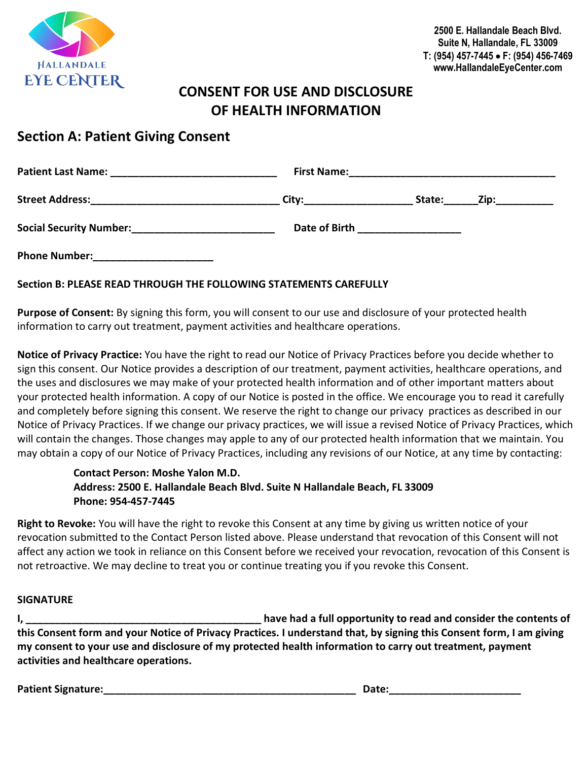HALLANDALE EYE CENTER

2500 E. Hallandale Beach Blvd.
Suite N, Hallandale, FL 33009
T: (954) 457-7445 • F: (954) 456-7469
www.HallandaleEyeCenter.com

# CONSENT FOR USE AND DISCLOSURE OF HEALTH INFORMATION

## Section A: Patient Giving Consent

**Patient Last Name:** ____________________________ **First Name:** ____________________________________

**Street Address:** ________________________________ **City:** __________________ **State:** ______ **Zip:** __________

**Social Security Number:** ________________________ **Date of Birth** _________________

**Phone Number:** _____________________

**Section B: PLEASE READ THROUGH THE FOLLOWING STATEMENTS CAREFULLY**

**Purpose of Consent:** By signing this form, you will consent to our use and disclosure of your protected health information to carry out treatment, payment activities and healthcare operations.

**Notice of Privacy Practice:** You have the right to read our Notice of Privacy Practices before you decide whether to sign this consent. Our Notice provides a description of our treatment, payment activities, healthcare operations, and the uses and disclosures we may make of your protected health information and of other important matters about your protected health information. A copy of our Notice is posted in the office. We encourage you to read it carefully and completely before signing this consent. We reserve the right to change our privacy practices as described in our Notice of Privacy Practices. If we change our privacy practices, we will issue a revised Notice of Privacy Practices, which will contain the changes. Those changes may apple to any of our protected health information that we maintain. You may obtain a copy of our Notice of Privacy Practices, including any revisions of our Notice, at any time by contacting:

> **Contact Person: Moshe Yalon M.D.**
> **Address: 2500 E. Hallandale Beach Blvd. Suite N Hallandale Beach, FL 33009**
> **Phone: 954-457-7445**

**Right to Revoke:** You will have the right to revoke this Consent at any time by giving us written notice of your revocation submitted to the Contact Person listed above. Please understand that revocation of this Consent will not affect any action we took in reliance on this Consent before we received your revocation, revocation of this Consent is not retroactive. We may decline to treat you or continue treating you if you revoke this Consent.

**SIGNATURE**

**I, __________________________________________ have had a full opportunity to read and consider the contents of this Consent form and your Notice of Privacy Practices. I understand that, by signing this Consent form, I am giving my consent to your use and disclosure of my protected health information to carry out treatment, payment activities and healthcare operations.**

**Patient Signature:** _____________________________________________ **Date:** _______________________